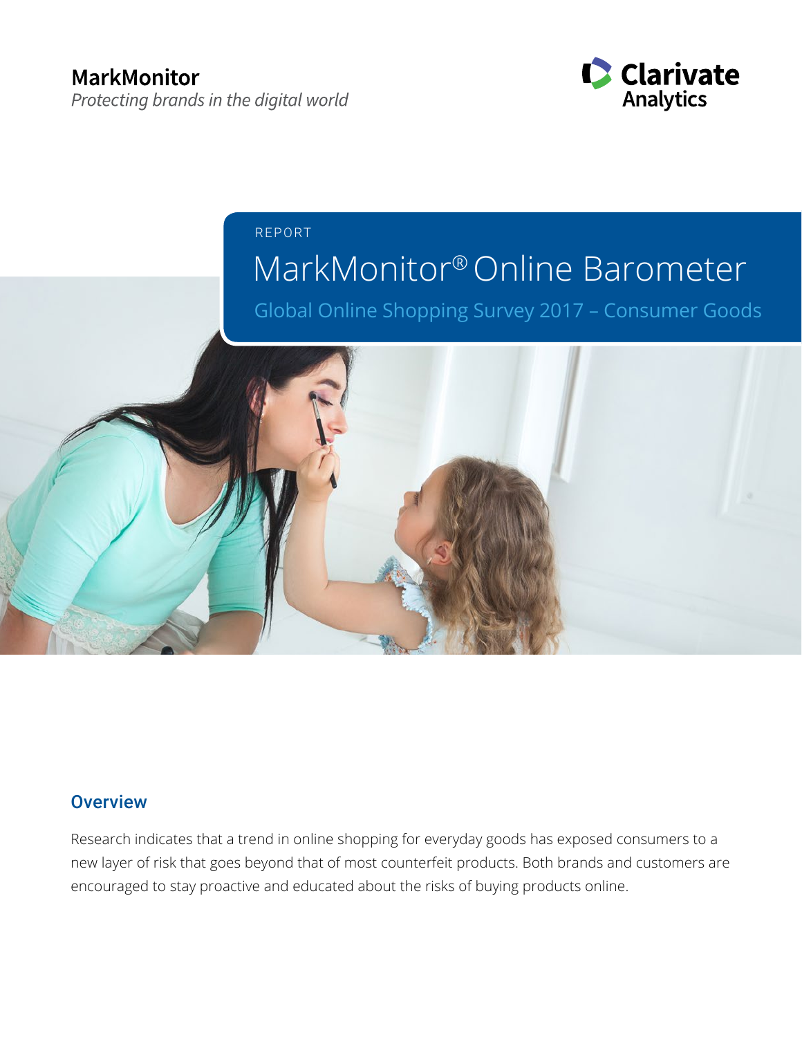MarkMonitor

*Protecting brands in the digital world*

Clarivate Analytics

REPORT

# MarkMonitor® Online Barometer

## Global Online Shopping Survey 2017 – Consumer Goods

### Overview

Research indicates that a trend in online shopping for everyday goods has exposed consumers to a new layer of risk that goes beyond that of most counterfeit products. Both brands and customers are encouraged to stay proactive and educated about the risks of buying products online.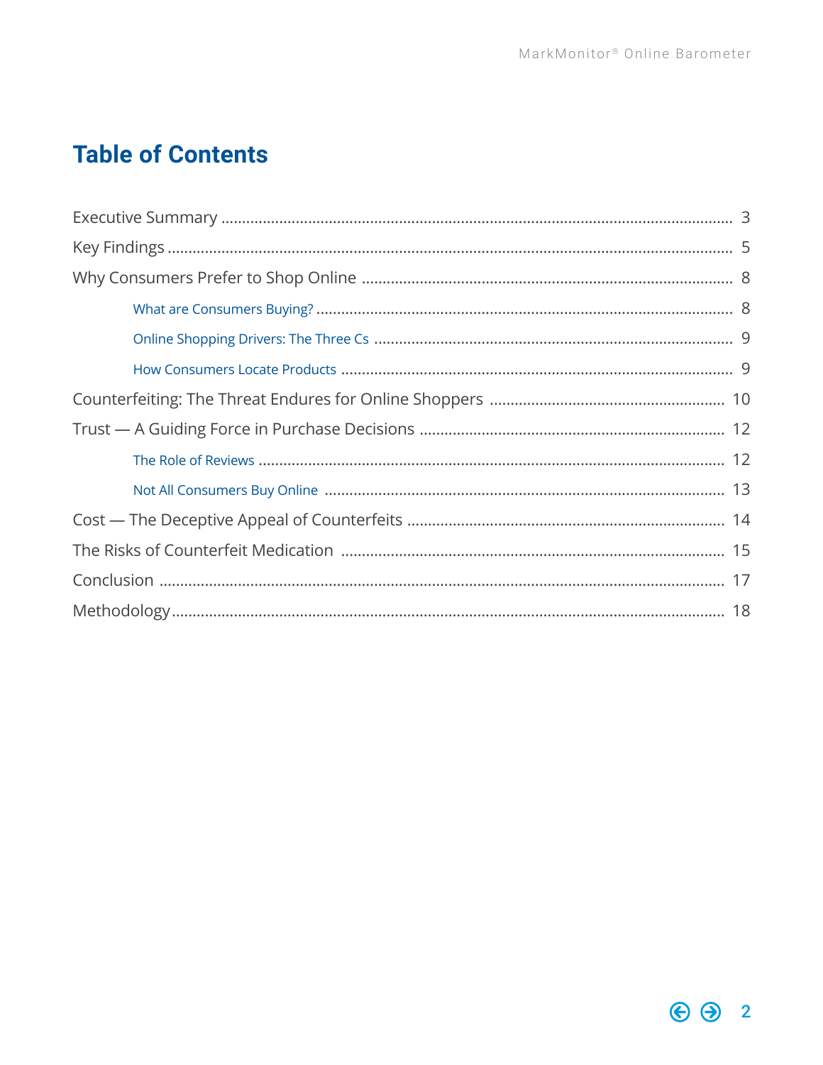# Table of Contents

- Executive Summary ........ 3
- Key Findings ........ 5
- Why Consumers Prefer to Shop Online ........ 8
  - What are Consumers Buying? ........ 8
  - Online Shopping Drivers: The Three Cs ........ 9
  - How Consumers Locate Products ........ 9
- Counterfeiting: The Threat Endures for Online Shoppers ........ 10
- Trust — A Guiding Force in Purchase Decisions ........ 12
  - The Role of Reviews ........ 12
  - Not All Consumers Buy Online ........ 13
- Cost — The Deceptive Appeal of Counterfeits ........ 14
- The Risks of Counterfeit Medication ........ 15
- Conclusion ........ 17
- Methodology ........ 18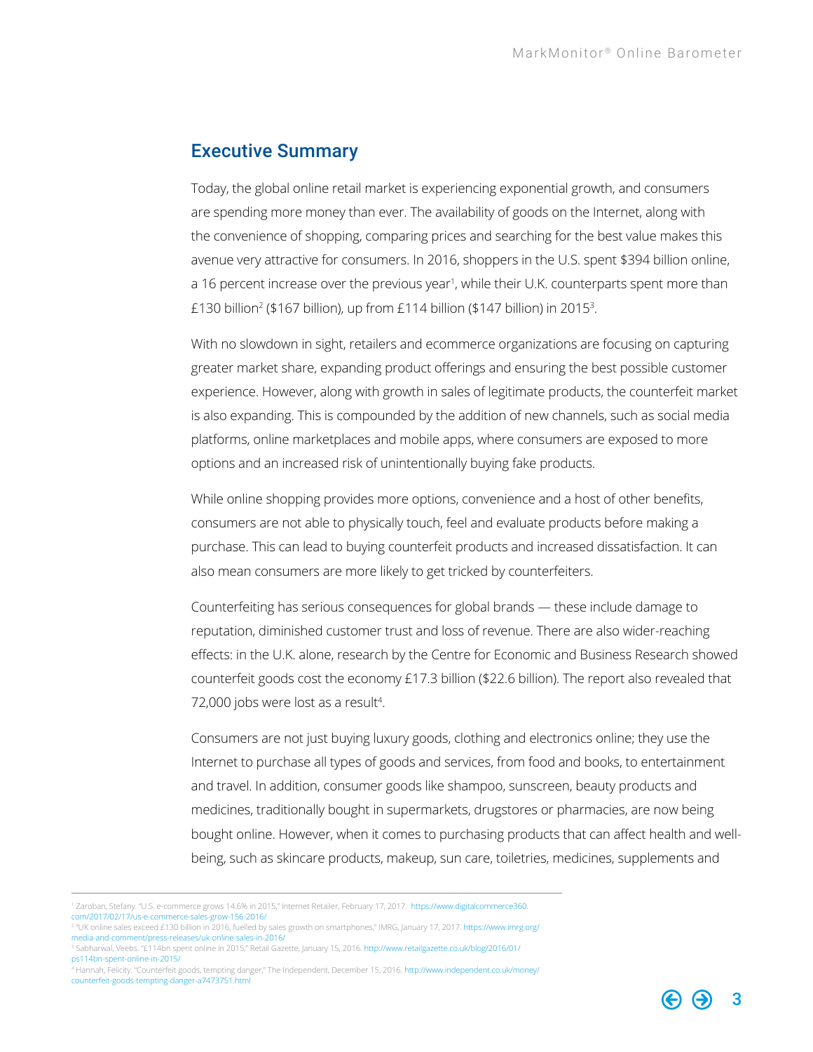## Executive Summary

Today, the global online retail market is experiencing exponential growth, and consumers are spending more money than ever. The availability of goods on the Internet, along with the convenience of shopping, comparing prices and searching for the best value makes this avenue very attractive for consumers. In 2016, shoppers in the U.S. spent $394 billion online, a 16 percent increase over the previous year[1], while their U.K. counterparts spent more than £130 billion[2] ($167 billion), up from £114 billion ($147 billion) in 2015[3].

With no slowdown in sight, retailers and ecommerce organizations are focusing on capturing greater market share, expanding product offerings and ensuring the best possible customer experience. However, along with growth in sales of legitimate products, the counterfeit market is also expanding. This is compounded by the addition of new channels, such as social media platforms, online marketplaces and mobile apps, where consumers are exposed to more options and an increased risk of unintentionally buying fake products.

While online shopping provides more options, convenience and a host of other benefits, consumers are not able to physically touch, feel and evaluate products before making a purchase. This can lead to buying counterfeit products and increased dissatisfaction. It can also mean consumers are more likely to get tricked by counterfeiters.

Counterfeiting has serious consequences for global brands — these include damage to reputation, diminished customer trust and loss of revenue. There are also wider-reaching effects: in the U.K. alone, research by the Centre for Economic and Business Research showed counterfeit goods cost the economy £17.3 billion ($22.6 billion). The report also revealed that 72,000 jobs were lost as a result[4].

Consumers are not just buying luxury goods, clothing and electronics online; they use the Internet to purchase all types of goods and services, from food and books, to entertainment and travel. In addition, consumer goods like shampoo, sunscreen, beauty products and medicines, traditionally bought in supermarkets, drugstores or pharmacies, are now being bought online. However, when it comes to purchasing products that can affect health and well-being, such as skincare products, makeup, sun care, toiletries, medicines, supplements and

---

[1] Zaroban, Stefany. "U.S. e-commerce grows 14.6% in 2015," Internet Retailer, February 17, 2017. https://www.digitalcommerce360.com/2017/02/17/us-e-commerce-sales-grow-156-2016/

[2] "UK online sales exceed £130 billion in 2016, fuelled by sales growth on smartphones," IMRG, January 17, 2017. https://www.imrg.org/media-and-comment/press-releases/uk-online-sales-in-2016/

[3] Sabharwal, Veebs. "£114bn spent online in 2015," Retail Gazette, January 15, 2016. http://www.retailgazette.co.uk/blog/2016/01/ps114bn-spent-online-in-2015/

[4] Hannah, Felicity. "Counterfeit goods, tempting danger," The Independent, December 15, 2016. http://www.independent.co.uk/money/counterfeit-goods-tempting-danger-a7473751.html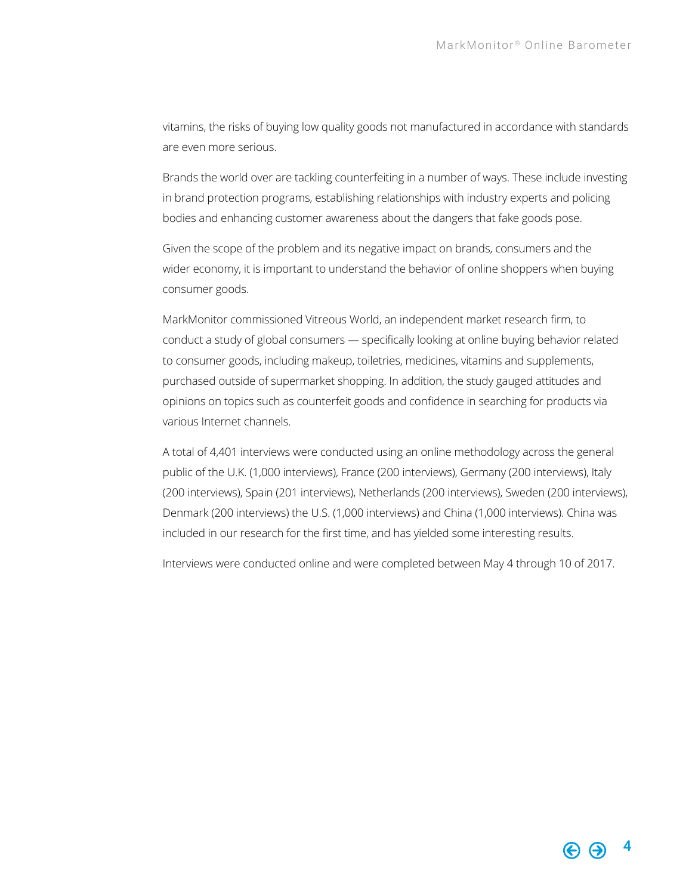vitamins, the risks of buying low quality goods not manufactured in accordance with standards are even more serious.

Brands the world over are tackling counterfeiting in a number of ways. These include investing in brand protection programs, establishing relationships with industry experts and policing bodies and enhancing customer awareness about the dangers that fake goods pose.

Given the scope of the problem and its negative impact on brands, consumers and the wider economy, it is important to understand the behavior of online shoppers when buying consumer goods.

MarkMonitor commissioned Vitreous World, an independent market research firm, to conduct a study of global consumers — specifically looking at online buying behavior related to consumer goods, including makeup, toiletries, medicines, vitamins and supplements, purchased outside of supermarket shopping. In addition, the study gauged attitudes and opinions on topics such as counterfeit goods and confidence in searching for products via various Internet channels.

A total of 4,401 interviews were conducted using an online methodology across the general public of the U.K. (1,000 interviews), France (200 interviews), Germany (200 interviews), Italy (200 interviews), Spain (201 interviews), Netherlands (200 interviews), Sweden (200 interviews), Denmark (200 interviews) the U.S. (1,000 interviews) and China (1,000 interviews). China was included in our research for the first time, and has yielded some interesting results.

Interviews were conducted online and were completed between May 4 through 10 of 2017.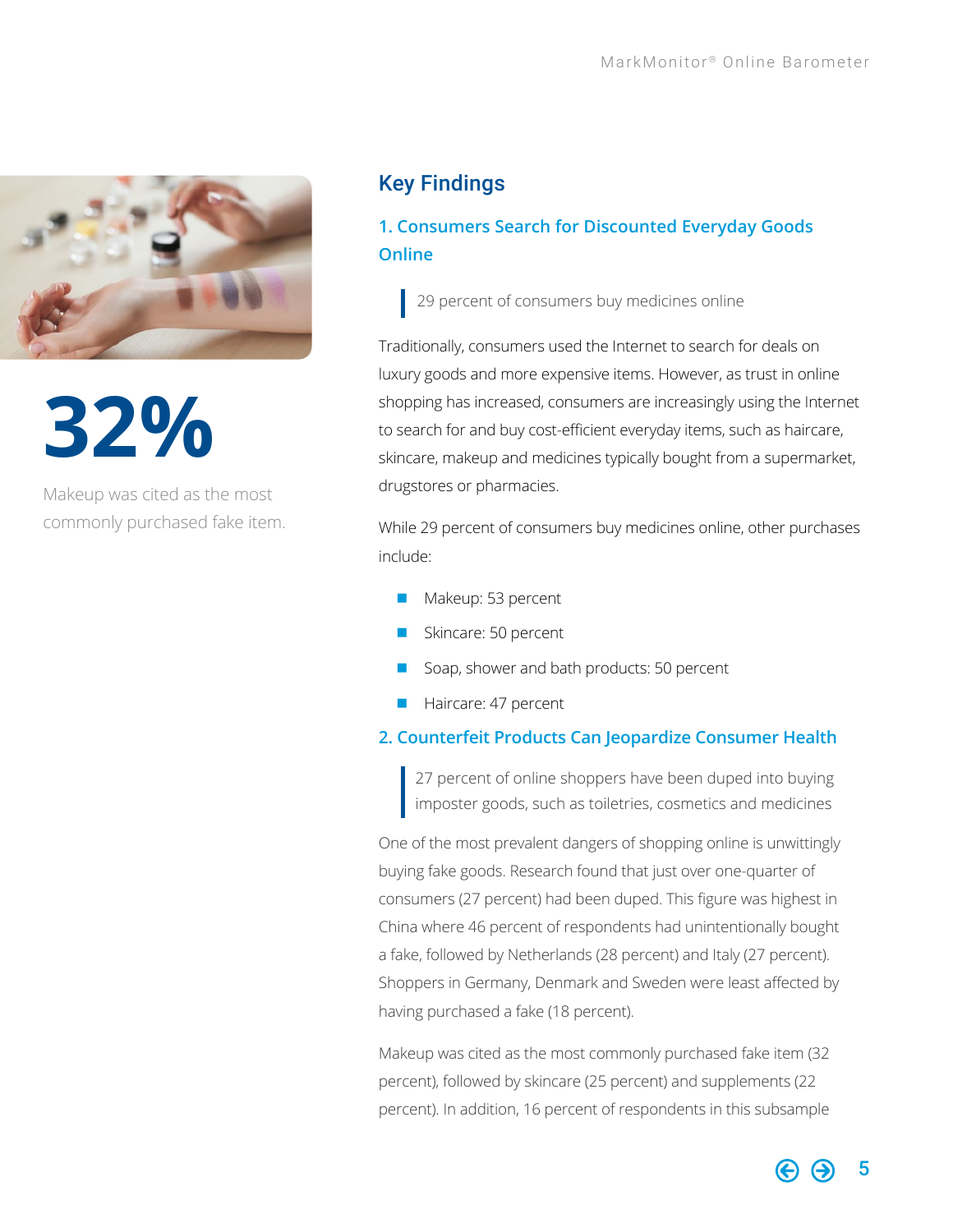**32%**

Makeup was cited as the most commonly purchased fake item.

## Key Findings

### 1. Consumers Search for Discounted Everyday Goods Online

> 29 percent of consumers buy medicines online

Traditionally, consumers used the Internet to search for deals on luxury goods and more expensive items. However, as trust in online shopping has increased, consumers are increasingly using the Internet to search for and buy cost-efficient everyday items, such as haircare, skincare, makeup and medicines typically bought from a supermarket, drugstores or pharmacies.

While 29 percent of consumers buy medicines online, other purchases include:

- Makeup: 53 percent
- Skincare: 50 percent
- Soap, shower and bath products: 50 percent
- Haircare: 47 percent

### 2. Counterfeit Products Can Jeopardize Consumer Health

> 27 percent of online shoppers have been duped into buying imposter goods, such as toiletries, cosmetics and medicines

One of the most prevalent dangers of shopping online is unwittingly buying fake goods. Research found that just over one-quarter of consumers (27 percent) had been duped. This figure was highest in China where 46 percent of respondents had unintentionally bought a fake, followed by Netherlands (28 percent) and Italy (27 percent). Shoppers in Germany, Denmark and Sweden were least affected by having purchased a fake (18 percent).

Makeup was cited as the most commonly purchased fake item (32 percent), followed by skincare (25 percent) and supplements (22 percent). In addition, 16 percent of respondents in this subsample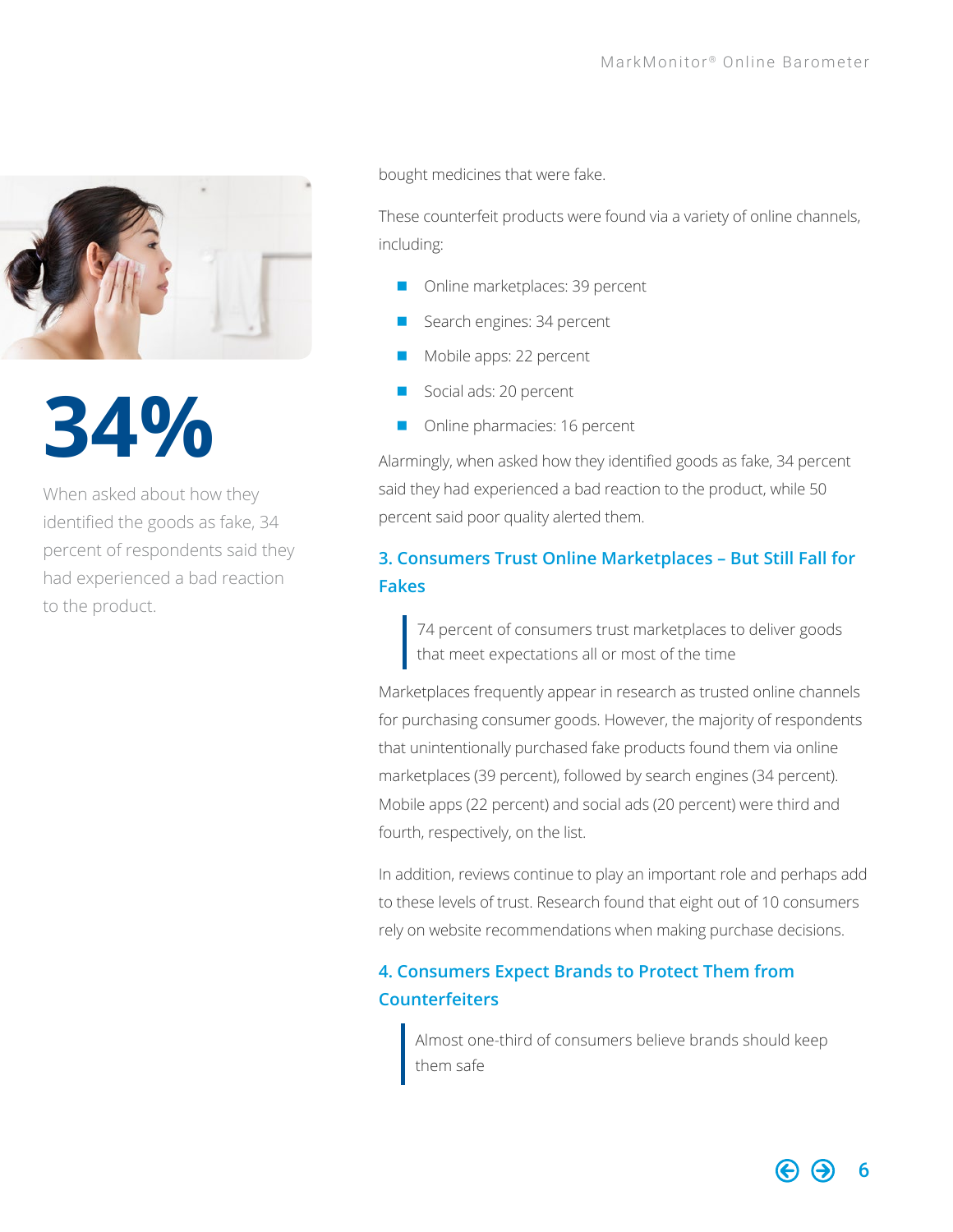**34%**

When asked about how they identified the goods as fake, 34 percent of respondents said they had experienced a bad reaction to the product.

bought medicines that were fake.

These counterfeit products were found via a variety of online channels, including:

- Online marketplaces: 39 percent
- Search engines: 34 percent
- Mobile apps: 22 percent
- Social ads: 20 percent
- Online pharmacies: 16 percent

Alarmingly, when asked how they identified goods as fake, 34 percent said they had experienced a bad reaction to the product, while 50 percent said poor quality alerted them.

### 3. Consumers Trust Online Marketplaces – But Still Fall for Fakes

> 74 percent of consumers trust marketplaces to deliver goods that meet expectations all or most of the time

Marketplaces frequently appear in research as trusted online channels for purchasing consumer goods. However, the majority of respondents that unintentionally purchased fake products found them via online marketplaces (39 percent), followed by search engines (34 percent). Mobile apps (22 percent) and social ads (20 percent) were third and fourth, respectively, on the list.

In addition, reviews continue to play an important role and perhaps add to these levels of trust. Research found that eight out of 10 consumers rely on website recommendations when making purchase decisions.

### 4. Consumers Expect Brands to Protect Them from Counterfeiters

> Almost one-third of consumers believe brands should keep them safe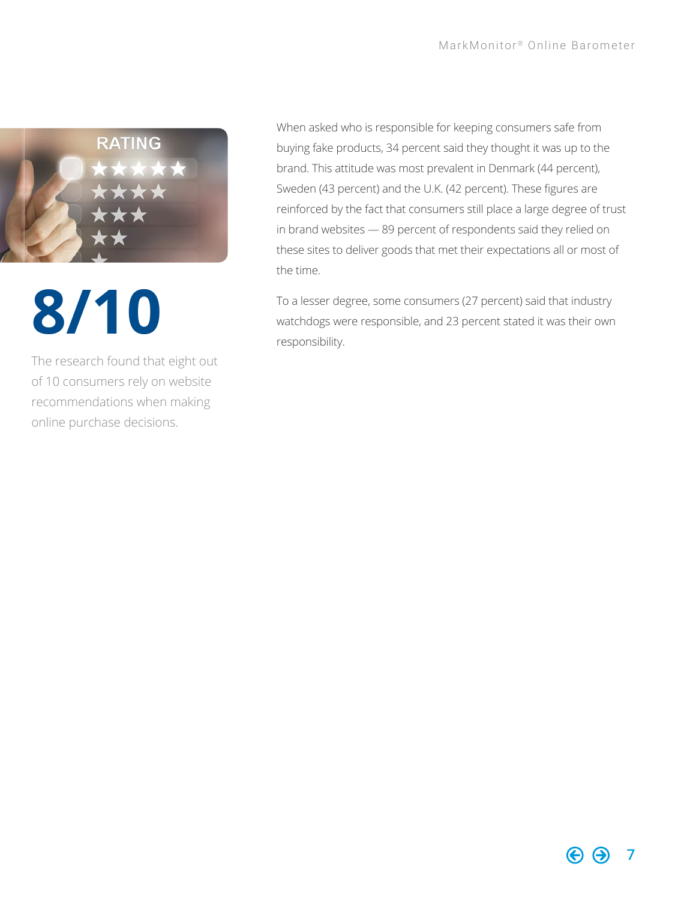**8/10**

The research found that eight out of 10 consumers rely on website recommendations when making online purchase decisions.

When asked who is responsible for keeping consumers safe from buying fake products, 34 percent said they thought it was up to the brand. This attitude was most prevalent in Denmark (44 percent), Sweden (43 percent) and the U.K. (42 percent). These figures are reinforced by the fact that consumers still place a large degree of trust in brand websites — 89 percent of respondents said they relied on these sites to deliver goods that met their expectations all or most of the time.

To a lesser degree, some consumers (27 percent) said that industry watchdogs were responsible, and 23 percent stated it was their own responsibility.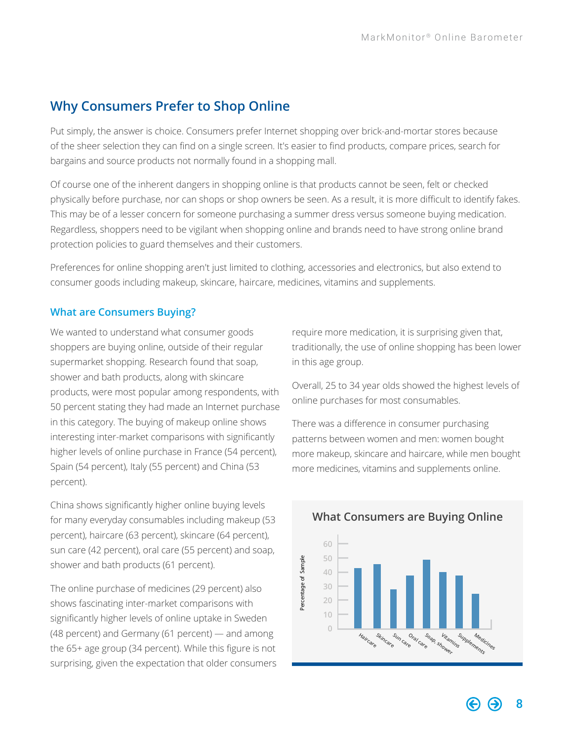## Why Consumers Prefer to Shop Online

Put simply, the answer is choice. Consumers prefer Internet shopping over brick-and-mortar stores because of the sheer selection they can find on a single screen. It's easier to find products, compare prices, search for bargains and source products not normally found in a shopping mall.

Of course one of the inherent dangers in shopping online is that products cannot be seen, felt or checked physically before purchase, nor can shops or shop owners be seen. As a result, it is more difficult to identify fakes. This may be of a lesser concern for someone purchasing a summer dress versus someone buying medication. Regardless, shoppers need to be vigilant when shopping online and brands need to have strong online brand protection policies to guard themselves and their customers.

Preferences for online shopping aren't just limited to clothing, accessories and electronics, but also extend to consumer goods including makeup, skincare, haircare, medicines, vitamins and supplements.

### What are Consumers Buying?

We wanted to understand what consumer goods shoppers are buying online, outside of their regular supermarket shopping. Research found that soap, shower and bath products, along with skincare products, were most popular among respondents, with 50 percent stating they had made an Internet purchase in this category. The buying of makeup online shows interesting inter-market comparisons with significantly higher levels of online purchase in France (54 percent), Spain (54 percent), Italy (55 percent) and China (53 percent).

China shows significantly higher online buying levels for many everyday consumables including makeup (53 percent), haircare (63 percent), skincare (64 percent), sun care (42 percent), oral care (55 percent) and soap, shower and bath products (61 percent).

The online purchase of medicines (29 percent) also shows fascinating inter-market comparisons with significantly higher levels of online uptake in Sweden (48 percent) and Germany (61 percent) — and among the 65+ age group (34 percent). While this figure is not surprising, given the expectation that older consumers require more medication, it is surprising given that, traditionally, the use of online shopping has been lower in this age group.

Overall, 25 to 34 year olds showed the highest levels of online purchases for most consumables.

There was a difference in consumer purchasing patterns between women and men: women bought more makeup, skincare and haircare, while men bought more medicines, vitamins and supplements online.

**What Consumers are Buying Online**

Percentage of Sample: 0, 10, 20, 30, 40, 50, 60

Haircare, Skincare, Sun care, Oral care, Soap, shower, Vitamins, Supplements, Medicines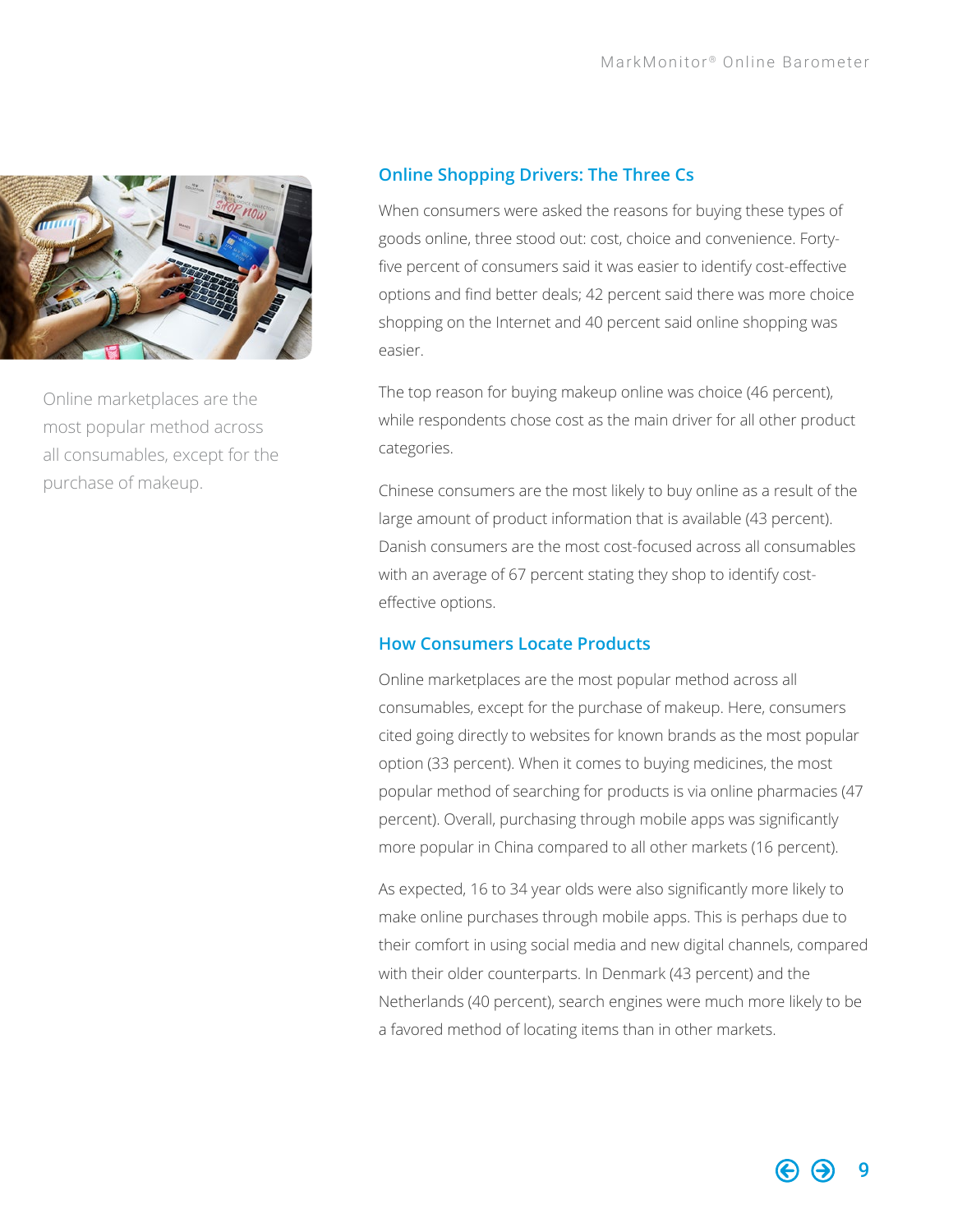Online marketplaces are the most popular method across all consumables, except for the purchase of makeup.

## Online Shopping Drivers: The Three Cs

When consumers were asked the reasons for buying these types of goods online, three stood out: cost, choice and convenience. Forty-five percent of consumers said it was easier to identify cost-effective options and find better deals; 42 percent said there was more choice shopping on the Internet and 40 percent said online shopping was easier.

The top reason for buying makeup online was choice (46 percent), while respondents chose cost as the main driver for all other product categories.

Chinese consumers are the most likely to buy online as a result of the large amount of product information that is available (43 percent). Danish consumers are the most cost-focused across all consumables with an average of 67 percent stating they shop to identify cost-effective options.

## How Consumers Locate Products

Online marketplaces are the most popular method across all consumables, except for the purchase of makeup. Here, consumers cited going directly to websites for known brands as the most popular option (33 percent). When it comes to buying medicines, the most popular method of searching for products is via online pharmacies (47 percent). Overall, purchasing through mobile apps was significantly more popular in China compared to all other markets (16 percent).

As expected, 16 to 34 year olds were also significantly more likely to make online purchases through mobile apps. This is perhaps due to their comfort in using social media and new digital channels, compared with their older counterparts. In Denmark (43 percent) and the Netherlands (40 percent), search engines were much more likely to be a favored method of locating items than in other markets.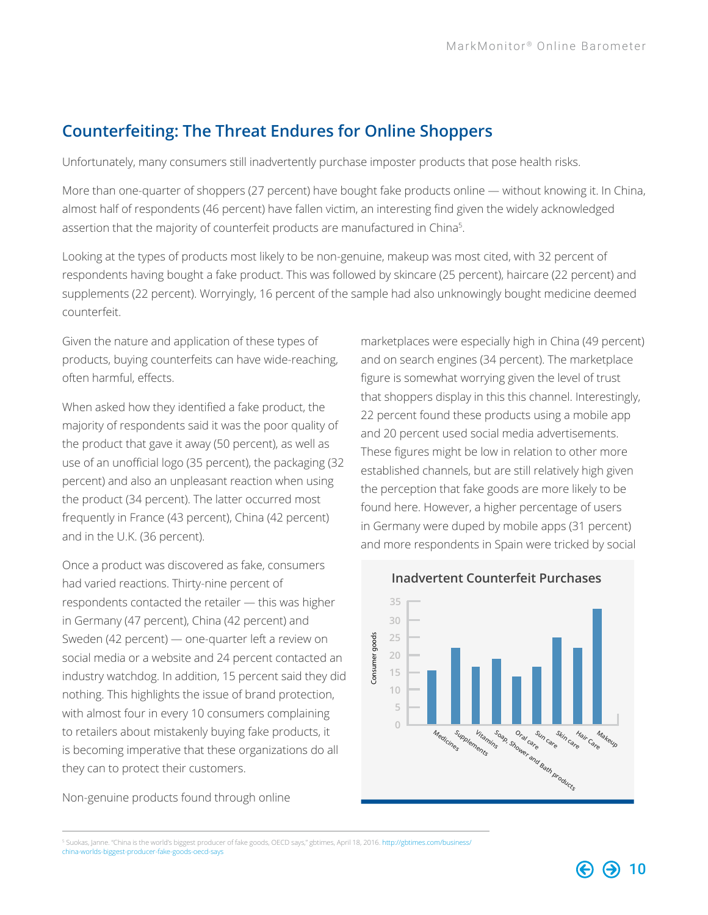## Counterfeiting: The Threat Endures for Online Shoppers

Unfortunately, many consumers still inadvertently purchase imposter products that pose health risks.

More than one-quarter of shoppers (27 percent) have bought fake products online — without knowing it. In China, almost half of respondents (46 percent) have fallen victim, an interesting find given the widely acknowledged assertion that the majority of counterfeit products are manufactured in China[5].

Looking at the types of products most likely to be non-genuine, makeup was most cited, with 32 percent of respondents having bought a fake product. This was followed by skincare (25 percent), haircare (22 percent) and supplements (22 percent). Worryingly, 16 percent of the sample had also unknowingly bought medicine deemed counterfeit.

Given the nature and application of these types of products, buying counterfeits can have wide-reaching, often harmful, effects.

When asked how they identified a fake product, the majority of respondents said it was the poor quality of the product that gave it away (50 percent), as well as use of an unofficial logo (35 percent), the packaging (32 percent) and also an unpleasant reaction when using the product (34 percent). The latter occurred most frequently in France (43 percent), China (42 percent) and in the U.K. (36 percent).

Once a product was discovered as fake, consumers had varied reactions. Thirty-nine percent of respondents contacted the retailer — this was higher in Germany (47 percent), China (42 percent) and Sweden (42 percent) — one-quarter left a review on social media or a website and 24 percent contacted an industry watchdog. In addition, 15 percent said they did nothing. This highlights the issue of brand protection, with almost four in every 10 consumers complaining to retailers about mistakenly buying fake products, it is becoming imperative that these organizations do all they can to protect their customers.

Non-genuine products found through online marketplaces were especially high in China (49 percent) and on search engines (34 percent). The marketplace figure is somewhat worrying given the level of trust that shoppers display in this this channel. Interestingly, 22 percent found these products using a mobile app and 20 percent used social media advertisements. These figures might be low in relation to other more established channels, but are still relatively high given the perception that fake goods are more likely to be found here. However, a higher percentage of users in Germany were duped by mobile apps (31 percent) and more respondents in Spain were tricked by social

**Inadvertent Counterfeit Purchases**

| Consumer goods | Value (approx.) |
|---|---|
| Medicines | 16 |
| Supplements | 22 |
| Vitamins | 17 |
| Soap, Shower and Bath products | 19 |
| Oral care | 14 |
| Sun care | 17 |
| Skin care | 25 |
| Hair Care | 22 |
| Makeup | 33 |

[5] Suokas, Janne. "China is the world's biggest producer of fake goods, OECD says," gbtimes, April 18, 2016. http://gbtimes.com/business/china-worlds-biggest-producer-fake-goods-oecd-says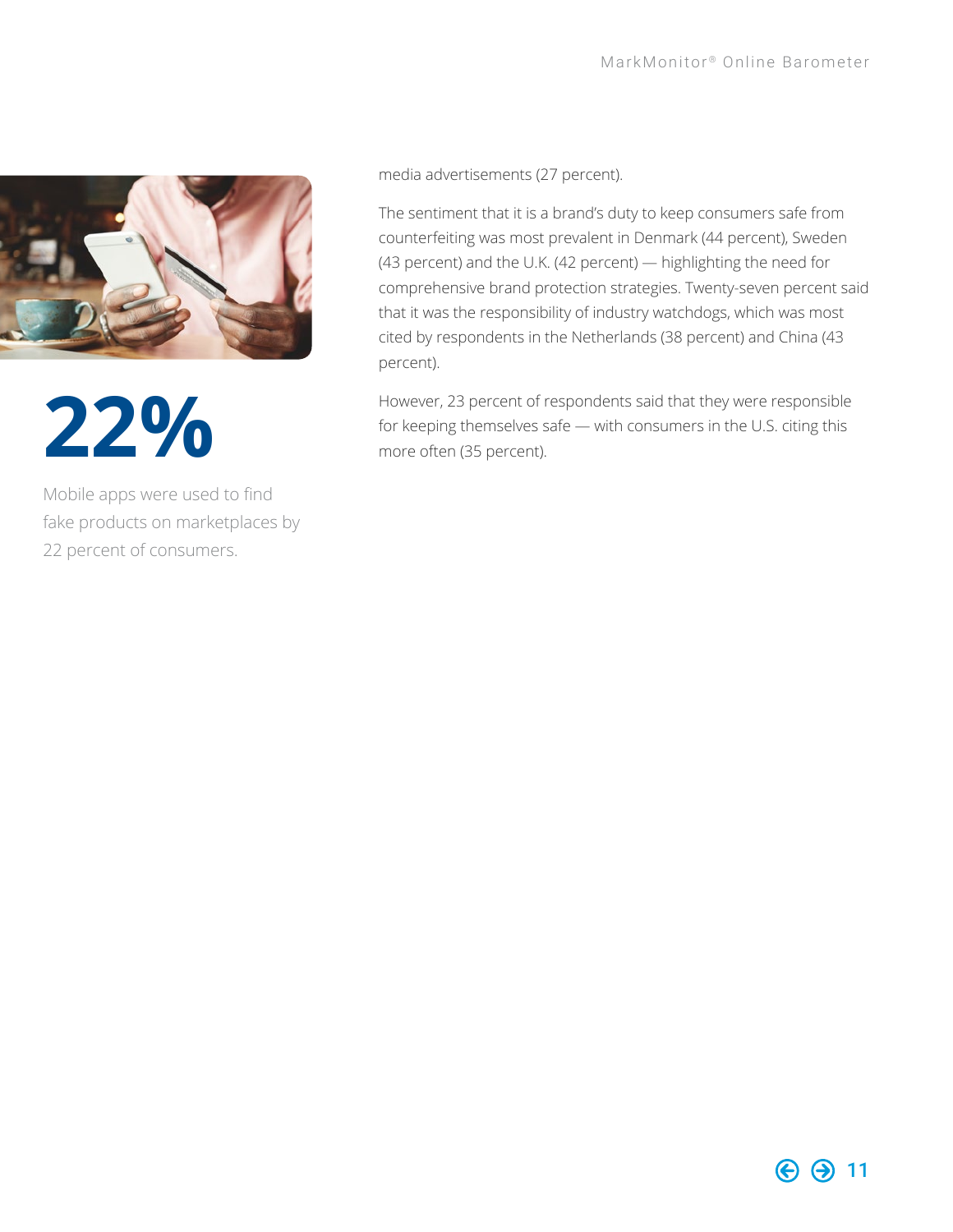**22%**

Mobile apps were used to find fake products on marketplaces by 22 percent of consumers.

media advertisements (27 percent).

The sentiment that it is a brand's duty to keep consumers safe from counterfeiting was most prevalent in Denmark (44 percent), Sweden (43 percent) and the U.K. (42 percent) — highlighting the need for comprehensive brand protection strategies. Twenty-seven percent said that it was the responsibility of industry watchdogs, which was most cited by respondents in the Netherlands (38 percent) and China (43 percent).

However, 23 percent of respondents said that they were responsible for keeping themselves safe — with consumers in the U.S. citing this more often (35 percent).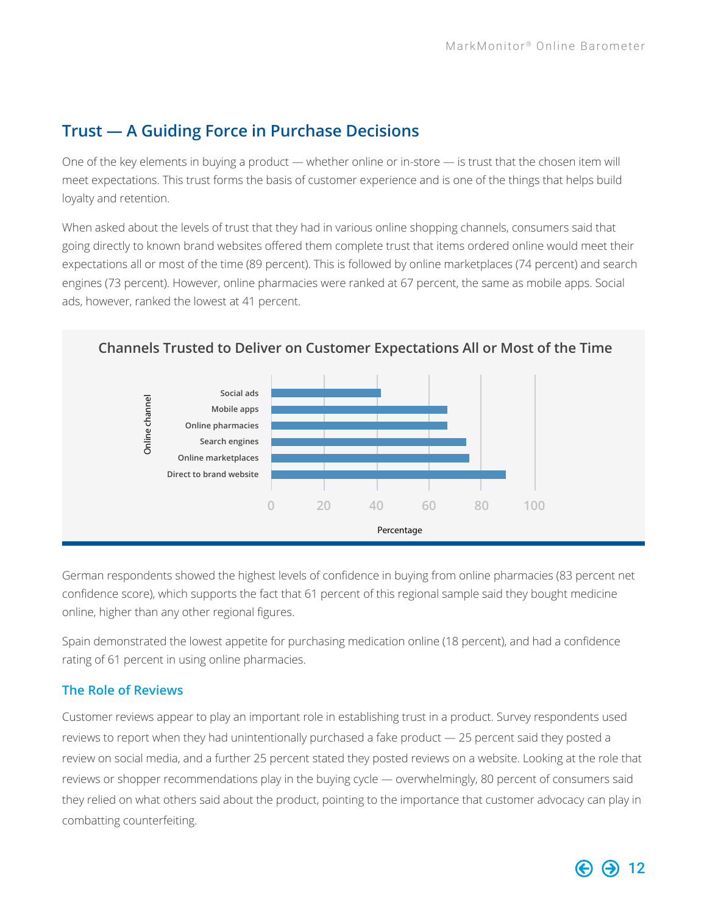## Trust — A Guiding Force in Purchase Decisions

One of the key elements in buying a product — whether online or in-store — is trust that the chosen item will meet expectations. This trust forms the basis of customer experience and is one of the things that helps build loyalty and retention.

When asked about the levels of trust that they had in various online shopping channels, consumers said that going directly to known brand websites offered them complete trust that items ordered online would meet their expectations all or most of the time (89 percent). This is followed by online marketplaces (74 percent) and search engines (73 percent). However, online pharmacies were ranked at 67 percent, the same as mobile apps. Social ads, however, ranked the lowest at 41 percent.

**Channels Trusted to Deliver on Customer Expectations All or Most of the Time**

| Online channel | Percentage |
|---|---|
| Social ads | 41 |
| Mobile apps | 67 |
| Online pharmacies | 67 |
| Search engines | 73 |
| Online marketplaces | 74 |
| Direct to brand website | 89 |

German respondents showed the highest levels of confidence in buying from online pharmacies (83 percent net confidence score), which supports the fact that 61 percent of this regional sample said they bought medicine online, higher than any other regional figures.

Spain demonstrated the lowest appetite for purchasing medication online (18 percent), and had a confidence rating of 61 percent in using online pharmacies.

### The Role of Reviews

Customer reviews appear to play an important role in establishing trust in a product. Survey respondents used reviews to report when they had unintentionally purchased a fake product — 25 percent said they posted a review on social media, and a further 25 percent stated they posted reviews on a website. Looking at the role that reviews or shopper recommendations play in the buying cycle — overwhelmingly, 80 percent of consumers said they relied on what others said about the product, pointing to the importance that customer advocacy can play in combatting counterfeiting.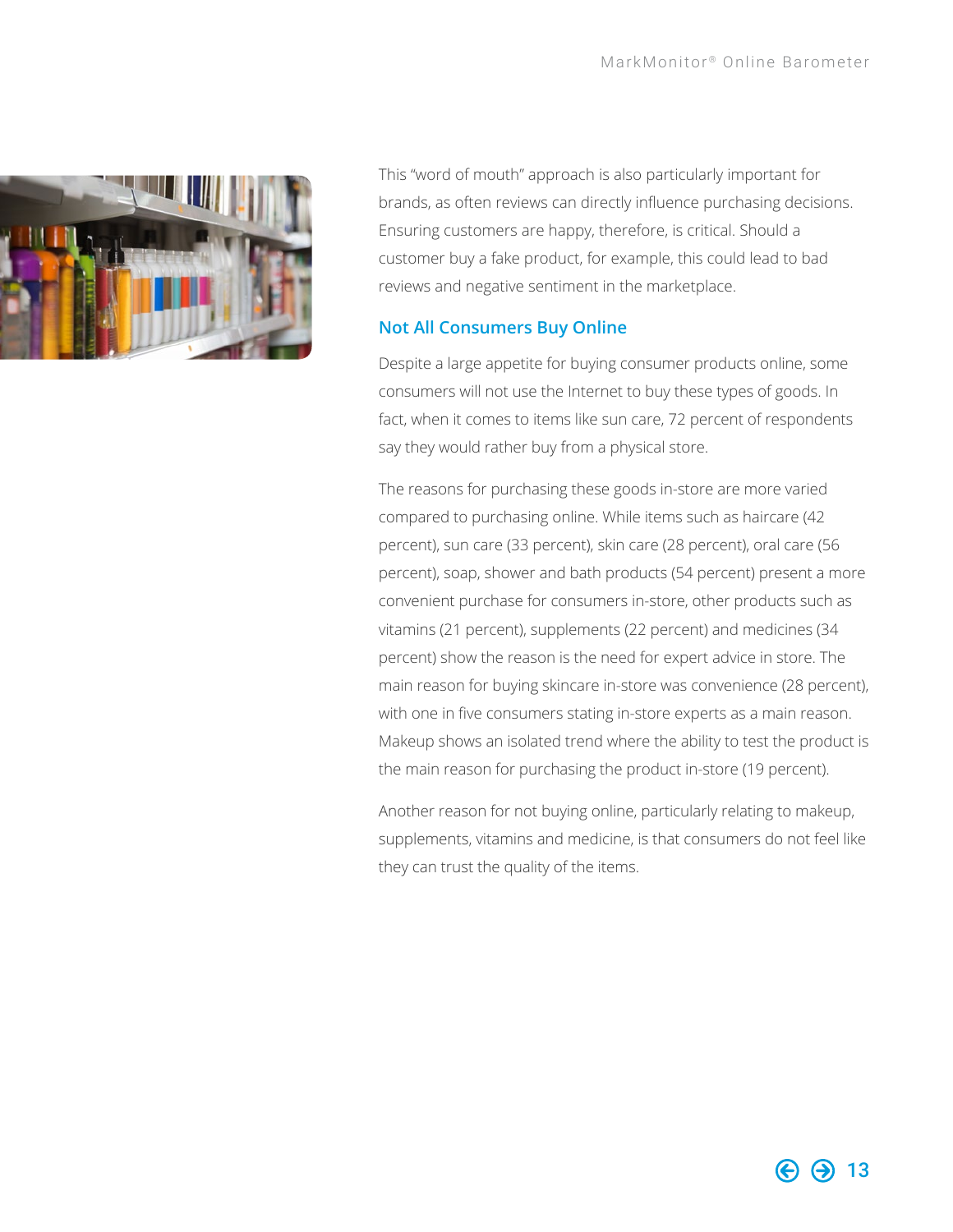This "word of mouth" approach is also particularly important for brands, as often reviews can directly influence purchasing decisions. Ensuring customers are happy, therefore, is critical. Should a customer buy a fake product, for example, this could lead to bad reviews and negative sentiment in the marketplace.

## Not All Consumers Buy Online

Despite a large appetite for buying consumer products online, some consumers will not use the Internet to buy these types of goods. In fact, when it comes to items like sun care, 72 percent of respondents say they would rather buy from a physical store.

The reasons for purchasing these goods in-store are more varied compared to purchasing online. While items such as haircare (42 percent), sun care (33 percent), skin care (28 percent), oral care (56 percent), soap, shower and bath products (54 percent) present a more convenient purchase for consumers in-store, other products such as vitamins (21 percent), supplements (22 percent) and medicines (34 percent) show the reason is the need for expert advice in store. The main reason for buying skincare in-store was convenience (28 percent), with one in five consumers stating in-store experts as a main reason. Makeup shows an isolated trend where the ability to test the product is the main reason for purchasing the product in-store (19 percent).

Another reason for not buying online, particularly relating to makeup, supplements, vitamins and medicine, is that consumers do not feel like they can trust the quality of the items.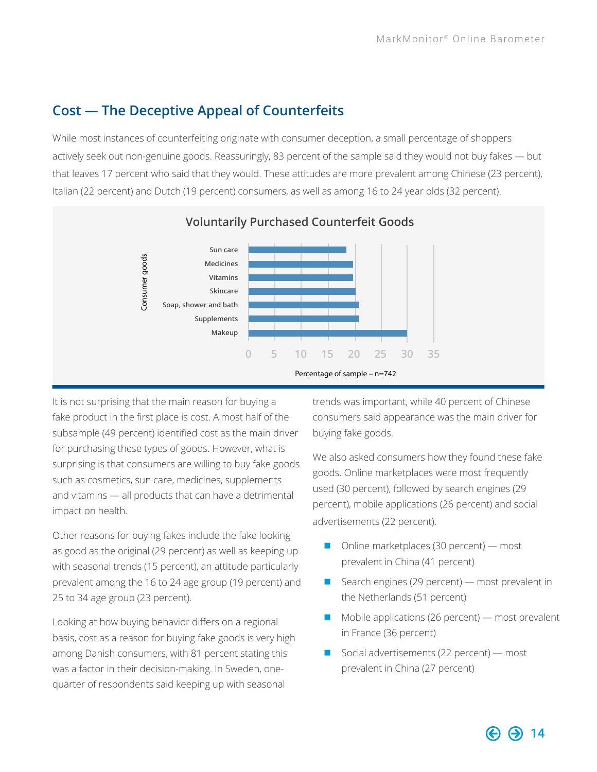## Cost — The Deceptive Appeal of Counterfeits

While most instances of counterfeiting originate with consumer deception, a small percentage of shoppers actively seek out non-genuine goods. Reassuringly, 83 percent of the sample said they would not buy fakes — but that leaves 17 percent who said that they would. These attitudes are more prevalent among Chinese (23 percent), Italian (22 percent) and Dutch (19 percent) consumers, as well as among 16 to 24 year olds (32 percent).

**Voluntarily Purchased Counterfeit Goods**

| Consumer goods | Percentage of sample – n=742 |
|---|---|
| Sun care | ~18.5 |
| Medicines | ~20 |
| Vitamins | ~20 |
| Skincare | ~20.5 |
| Soap, shower and bath | ~21 |
| Supplements | ~21 |
| Makeup | ~30 |

It is not surprising that the main reason for buying a fake product in the first place is cost. Almost half of the subsample (49 percent) identified cost as the main driver for purchasing these types of goods. However, what is surprising is that consumers are willing to buy fake goods such as cosmetics, sun care, medicines, supplements and vitamins — all products that can have a detrimental impact on health.

Other reasons for buying fakes include the fake looking as good as the original (29 percent) as well as keeping up with seasonal trends (15 percent), an attitude particularly prevalent among the 16 to 24 age group (19 percent) and 25 to 34 age group (23 percent).

Looking at how buying behavior differs on a regional basis, cost as a reason for buying fake goods is very high among Danish consumers, with 81 percent stating this was a factor in their decision-making. In Sweden, one-quarter of respondents said keeping up with seasonal trends was important, while 40 percent of Chinese consumers said appearance was the main driver for buying fake goods.

We also asked consumers how they found these fake goods. Online marketplaces were most frequently used (30 percent), followed by search engines (29 percent), mobile applications (26 percent) and social advertisements (22 percent).

- Online marketplaces (30 percent) — most prevalent in China (41 percent)
- Search engines (29 percent) — most prevalent in the Netherlands (51 percent)
- Mobile applications (26 percent) — most prevalent in France (36 percent)
- Social advertisements (22 percent) — most prevalent in China (27 percent)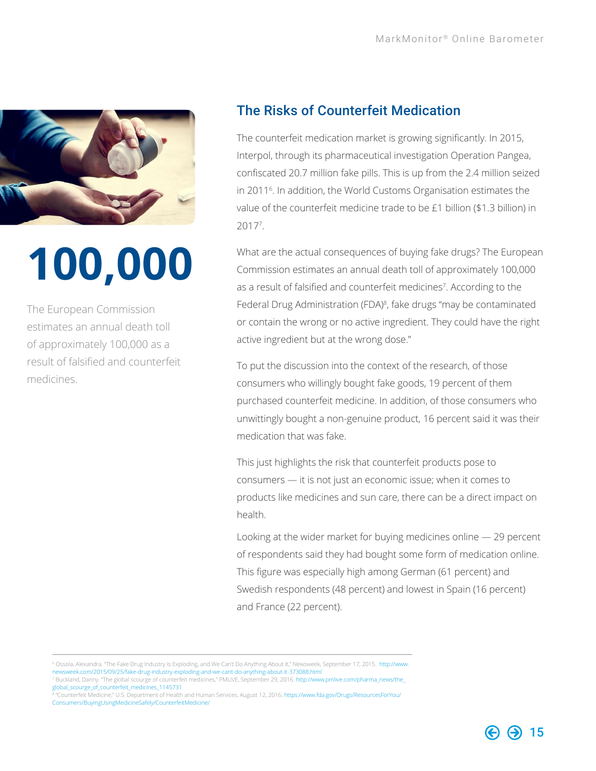**100,000**

The European Commission estimates an annual death toll of approximately 100,000 as a result of falsified and counterfeit medicines.

## The Risks of Counterfeit Medication

The counterfeit medication market is growing significantly. In 2015, Interpol, through its pharmaceutical investigation Operation Pangea, confiscated 20.7 million fake pills. This is up from the 2.4 million seized in 2011[6]. In addition, the World Customs Organisation estimates the value of the counterfeit medicine trade to be £1 billion ($1.3 billion) in 2017[7].

What are the actual consequences of buying fake drugs? The European Commission estimates an annual death toll of approximately 100,000 as a result of falsified and counterfeit medicines[7]. According to the Federal Drug Administration (FDA)[8], fake drugs "may be contaminated or contain the wrong or no active ingredient. They could have the right active ingredient but at the wrong dose."

To put the discussion into the context of the research, of those consumers who willingly bought fake goods, 19 percent of them purchased counterfeit medicine. In addition, of those consumers who unwittingly bought a non-genuine product, 16 percent said it was their medication that was fake.

This just highlights the risk that counterfeit products pose to consumers — it is not just an economic issue; when it comes to products like medicines and sun care, there can be a direct impact on health.

Looking at the wider market for buying medicines online — 29 percent of respondents said they had bought some form of medication online. This figure was especially high among German (61 percent) and Swedish respondents (48 percent) and lowest in Spain (16 percent) and France (22 percent).

---

[6] Ossola, Alexandra. "The Fake Drug Industry Is Exploding, and We Can't Do Anything About It," Newsweek, September 17, 2015. http://www.newsweek.com/2015/09/25/fake-drug-industry-exploding-and-we-cant-do-anything-about-it-373088.html

[7] Buckland, Danny. "The global scourge of counterfeit medicines," PMLiVE, September 29, 2016. http://www.pmlive.com/pharma_news/the_global_scourge_of_counterfeit_medicines_1145731

[8] "Counterfeit Medicine," U.S. Department of Health and Human Services, August 12, 2016. https://www.fda.gov/Drugs/ResourcesForYou/Consumers/BuyingUsingMedicineSafely/CounterfeitMedicine/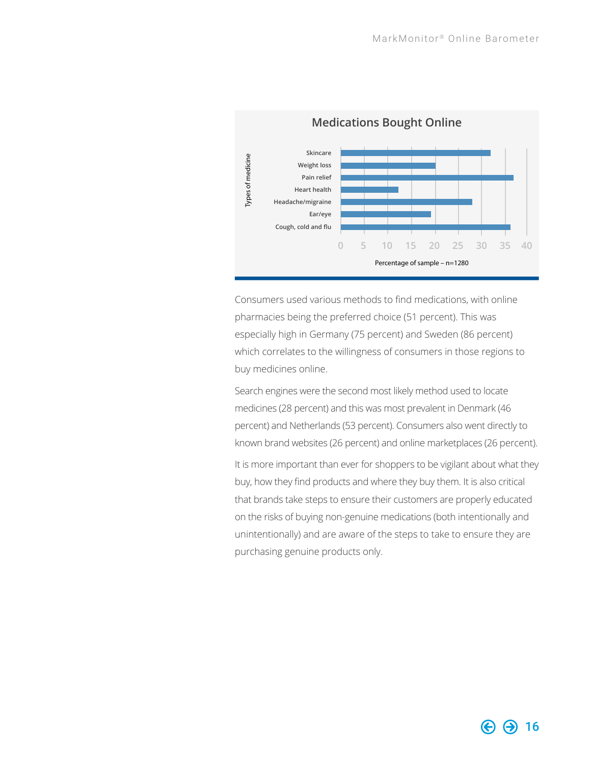## Medications Bought Online

Types of medicine

- Skincare
- Weight loss
- Pain relief
- Heart health
- Headache/migraine
- Ear/eye
- Cough, cold and flu

0 5 10 15 20 25 30 35 40

Percentage of sample – n=1280

Consumers used various methods to find medications, with online pharmacies being the preferred choice (51 percent). This was especially high in Germany (75 percent) and Sweden (86 percent) which correlates to the willingness of consumers in those regions to buy medicines online.

Search engines were the second most likely method used to locate medicines (28 percent) and this was most prevalent in Denmark (46 percent) and Netherlands (53 percent). Consumers also went directly to known brand websites (26 percent) and online marketplaces (26 percent).

It is more important than ever for shoppers to be vigilant about what they buy, how they find products and where they buy them. It is also critical that brands take steps to ensure their customers are properly educated on the risks of buying non-genuine medications (both intentionally and unintentionally) and are aware of the steps to take to ensure they are purchasing genuine products only.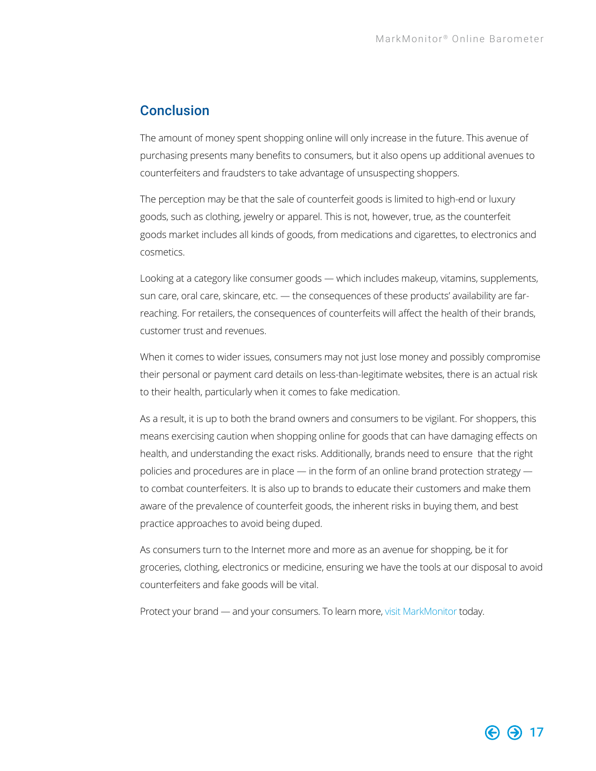## Conclusion

The amount of money spent shopping online will only increase in the future. This avenue of purchasing presents many benefits to consumers, but it also opens up additional avenues to counterfeiters and fraudsters to take advantage of unsuspecting shoppers.

The perception may be that the sale of counterfeit goods is limited to high-end or luxury goods, such as clothing, jewelry or apparel. This is not, however, true, as the counterfeit goods market includes all kinds of goods, from medications and cigarettes, to electronics and cosmetics.

Looking at a category like consumer goods — which includes makeup, vitamins, supplements, sun care, oral care, skincare, etc. — the consequences of these products' availability are far-reaching. For retailers, the consequences of counterfeits will affect the health of their brands, customer trust and revenues.

When it comes to wider issues, consumers may not just lose money and possibly compromise their personal or payment card details on less-than-legitimate websites, there is an actual risk to their health, particularly when it comes to fake medication.

As a result, it is up to both the brand owners and consumers to be vigilant. For shoppers, this means exercising caution when shopping online for goods that can have damaging effects on health, and understanding the exact risks. Additionally, brands need to ensure that the right policies and procedures are in place — in the form of an online brand protection strategy — to combat counterfeiters. It is also up to brands to educate their customers and make them aware of the prevalence of counterfeit goods, the inherent risks in buying them, and best practice approaches to avoid being duped.

As consumers turn to the Internet more and more as an avenue for shopping, be it for groceries, clothing, electronics or medicine, ensuring we have the tools at our disposal to avoid counterfeiters and fake goods will be vital.

Protect your brand — and your consumers. To learn more, visit MarkMonitor today.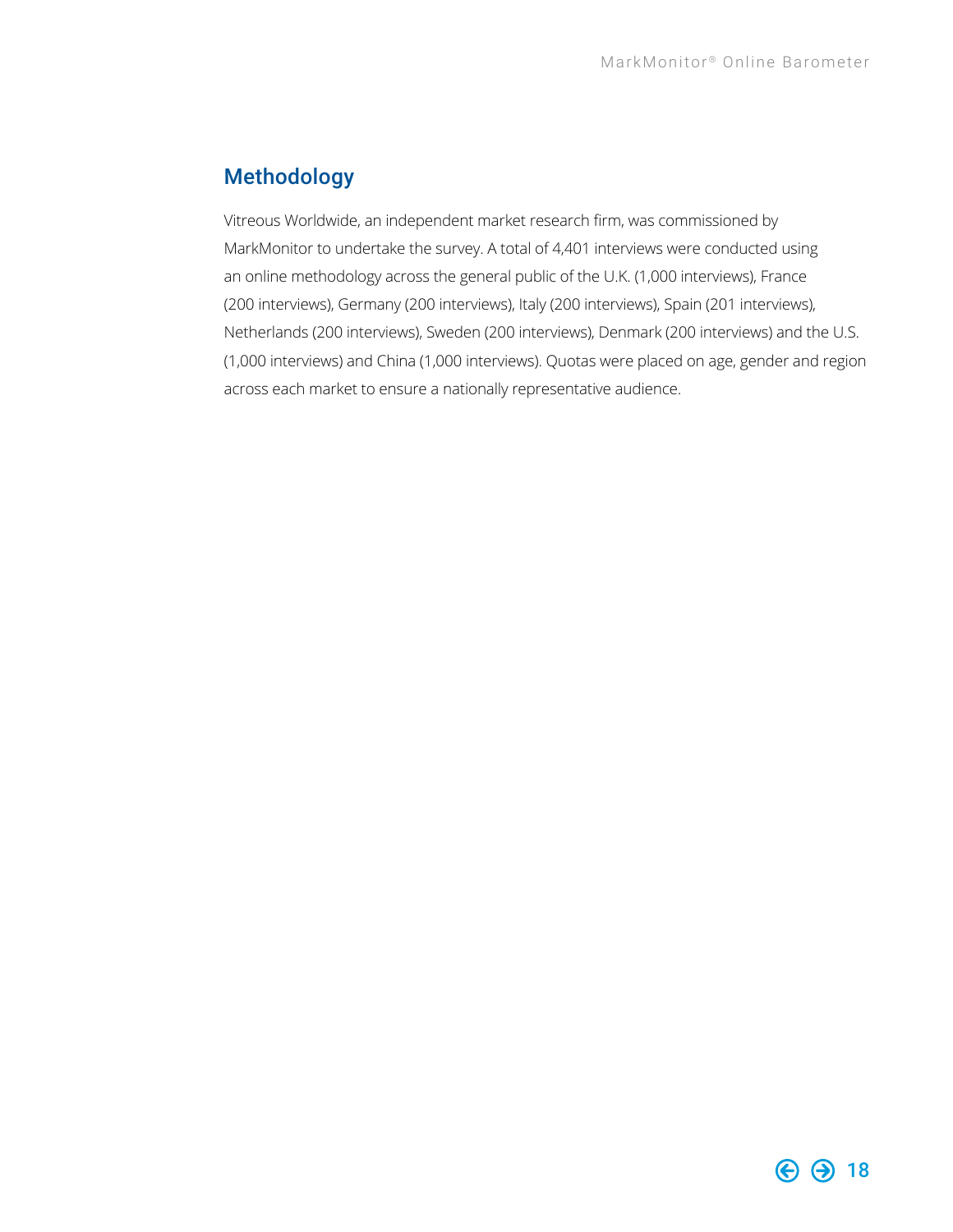## Methodology

Vitreous Worldwide, an independent market research firm, was commissioned by MarkMonitor to undertake the survey. A total of 4,401 interviews were conducted using an online methodology across the general public of the U.K. (1,000 interviews), France (200 interviews), Germany (200 interviews), Italy (200 interviews), Spain (201 interviews), Netherlands (200 interviews), Sweden (200 interviews), Denmark (200 interviews) and the U.S. (1,000 interviews) and China (1,000 interviews). Quotas were placed on age, gender and region across each market to ensure a nationally representative audience.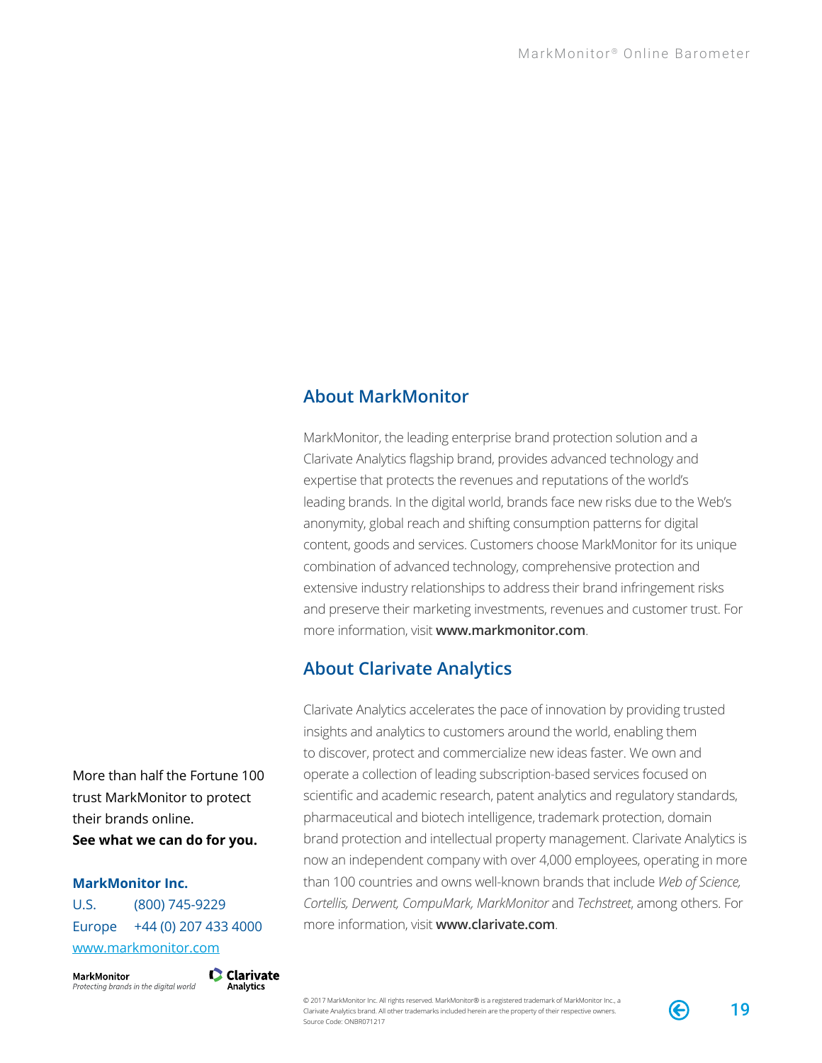## About MarkMonitor

MarkMonitor, the leading enterprise brand protection solution and a Clarivate Analytics flagship brand, provides advanced technology and expertise that protects the revenues and reputations of the world's leading brands. In the digital world, brands face new risks due to the Web's anonymity, global reach and shifting consumption patterns for digital content, goods and services. Customers choose MarkMonitor for its unique combination of advanced technology, comprehensive protection and extensive industry relationships to address their brand infringement risks and preserve their marketing investments, revenues and customer trust. For more information, visit **www.markmonitor.com**.

## About Clarivate Analytics

Clarivate Analytics accelerates the pace of innovation by providing trusted insights and analytics to customers around the world, enabling them to discover, protect and commercialize new ideas faster. We own and operate a collection of leading subscription-based services focused on scientific and academic research, patent analytics and regulatory standards, pharmaceutical and biotech intelligence, trademark protection, domain brand protection and intellectual property management. Clarivate Analytics is now an independent company with over 4,000 employees, operating in more than 100 countries and owns well-known brands that include *Web of Science, Cortellis, Derwent, CompuMark, MarkMonitor* and *Techstreet*, among others. For more information, visit **www.clarivate.com**.

More than half the Fortune 100 trust MarkMonitor to protect their brands online.
**See what we can do for you.**

**MarkMonitor Inc.**
U.S. (800) 745-9229
Europe +44 (0) 207 433 4000
www.markmonitor.com

MarkMonitor
*Protecting brands in the digital world*

Clarivate Analytics

© 2017 MarkMonitor Inc. All rights reserved. MarkMonitor® is a registered trademark of MarkMonitor Inc., a Clarivate Analytics brand. All other trademarks included herein are the property of their respective owners. Source Code: ONBR071217